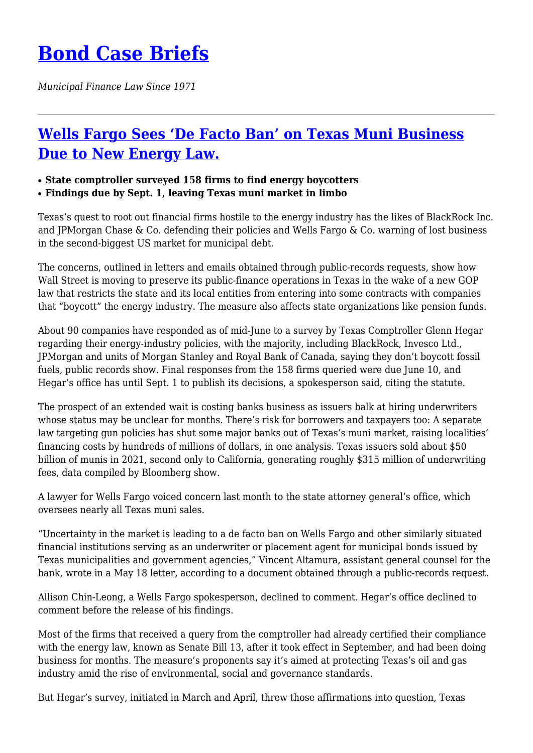# Bond Case Briefs

*Municipal Finance Law Since 1971*

---

## Wells Fargo Sees 'De Facto Ban' on Texas Muni Business Due to New Energy Law.

- **State comptroller surveyed 158 firms to find energy boycotters**
- **Findings due by Sept. 1, leaving Texas muni market in limbo**

Texas's quest to root out financial firms hostile to the energy industry has the likes of BlackRock Inc. and JPMorgan Chase & Co. defending their policies and Wells Fargo & Co. warning of lost business in the second-biggest US market for municipal debt.

The concerns, outlined in letters and emails obtained through public-records requests, show how Wall Street is moving to preserve its public-finance operations in Texas in the wake of a new GOP law that restricts the state and its local entities from entering into some contracts with companies that "boycott" the energy industry. The measure also affects state organizations like pension funds.

About 90 companies have responded as of mid-June to a survey by Texas Comptroller Glenn Hegar regarding their energy-industry policies, with the majority, including BlackRock, Invesco Ltd., JPMorgan and units of Morgan Stanley and Royal Bank of Canada, saying they don't boycott fossil fuels, public records show. Final responses from the 158 firms queried were due June 10, and Hegar's office has until Sept. 1 to publish its decisions, a spokesperson said, citing the statute.

The prospect of an extended wait is costing banks business as issuers balk at hiring underwriters whose status may be unclear for months. There's risk for borrowers and taxpayers too: A separate law targeting gun policies has shut some major banks out of Texas's muni market, raising localities' financing costs by hundreds of millions of dollars, in one analysis. Texas issuers sold about $50 billion of munis in 2021, second only to California, generating roughly $315 million of underwriting fees, data compiled by Bloomberg show.

A lawyer for Wells Fargo voiced concern last month to the state attorney general's office, which oversees nearly all Texas muni sales.

"Uncertainty in the market is leading to a de facto ban on Wells Fargo and other similarly situated financial institutions serving as an underwriter or placement agent for municipal bonds issued by Texas municipalities and government agencies," Vincent Altamura, assistant general counsel for the bank, wrote in a May 18 letter, according to a document obtained through a public-records request.

Allison Chin-Leong, a Wells Fargo spokesperson, declined to comment. Hegar's office declined to comment before the release of his findings.

Most of the firms that received a query from the comptroller had already certified their compliance with the energy law, known as Senate Bill 13, after it took effect in September, and had been doing business for months. The measure's proponents say it's aimed at protecting Texas's oil and gas industry amid the rise of environmental, social and governance standards.

But Hegar's survey, initiated in March and April, threw those affirmations into question, Texas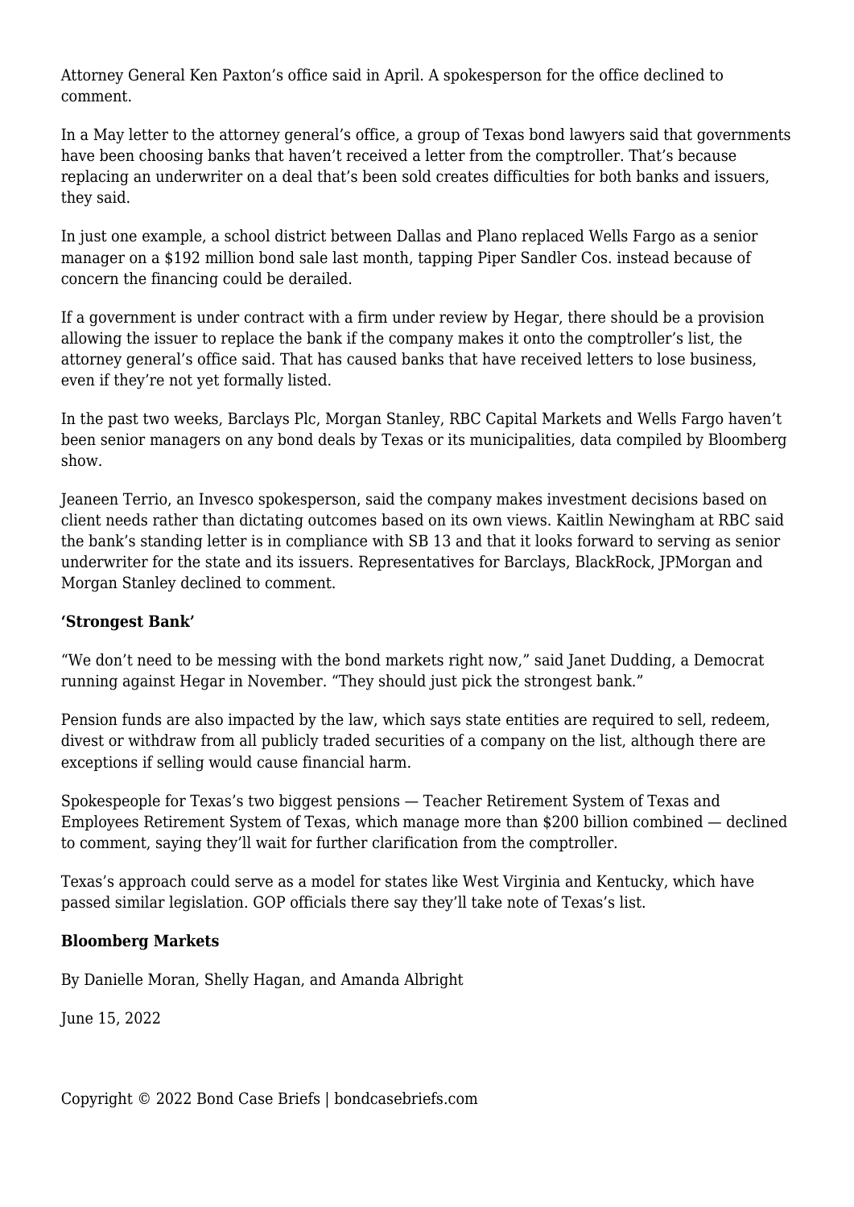Attorney General Ken Paxton's office said in April. A spokesperson for the office declined to comment.

In a May letter to the attorney general's office, a group of Texas bond lawyers said that governments have been choosing banks that haven't received a letter from the comptroller. That's because replacing an underwriter on a deal that's been sold creates difficulties for both banks and issuers, they said.

In just one example, a school district between Dallas and Plano replaced Wells Fargo as a senior manager on a $192 million bond sale last month, tapping Piper Sandler Cos. instead because of concern the financing could be derailed.

If a government is under contract with a firm under review by Hegar, there should be a provision allowing the issuer to replace the bank if the company makes it onto the comptroller's list, the attorney general's office said. That has caused banks that have received letters to lose business, even if they're not yet formally listed.

In the past two weeks, Barclays Plc, Morgan Stanley, RBC Capital Markets and Wells Fargo haven't been senior managers on any bond deals by Texas or its municipalities, data compiled by Bloomberg show.

Jeaneen Terrio, an Invesco spokesperson, said the company makes investment decisions based on client needs rather than dictating outcomes based on its own views. Kaitlin Newingham at RBC said the bank's standing letter is in compliance with SB 13 and that it looks forward to serving as senior underwriter for the state and its issuers. Representatives for Barclays, BlackRock, JPMorgan and Morgan Stanley declined to comment.

**'Strongest Bank'**

"We don't need to be messing with the bond markets right now," said Janet Dudding, a Democrat running against Hegar in November. "They should just pick the strongest bank."

Pension funds are also impacted by the law, which says state entities are required to sell, redeem, divest or withdraw from all publicly traded securities of a company on the list, although there are exceptions if selling would cause financial harm.

Spokespeople for Texas's two biggest pensions — Teacher Retirement System of Texas and Employees Retirement System of Texas, which manage more than $200 billion combined — declined to comment, saying they'll wait for further clarification from the comptroller.

Texas's approach could serve as a model for states like West Virginia and Kentucky, which have passed similar legislation. GOP officials there say they'll take note of Texas's list.

**Bloomberg Markets**

By Danielle Moran, Shelly Hagan, and Amanda Albright

June 15, 2022

Copyright © 2022 Bond Case Briefs | bondcasebriefs.com